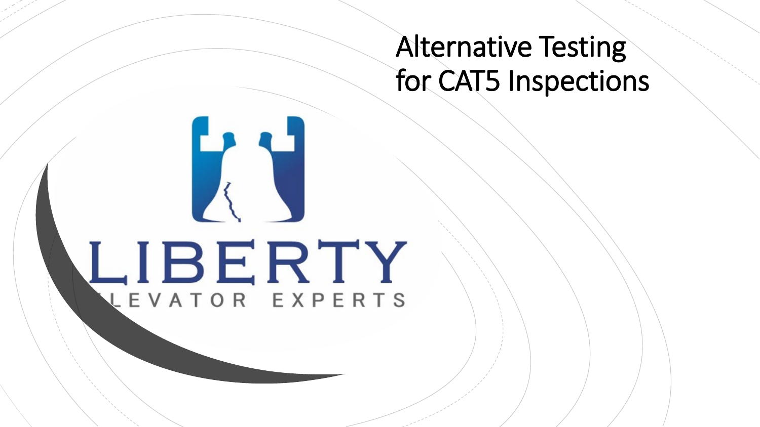# Alternative Testing for CAT5 Inspections

LIBERTY

ELEVATOR EXPERTS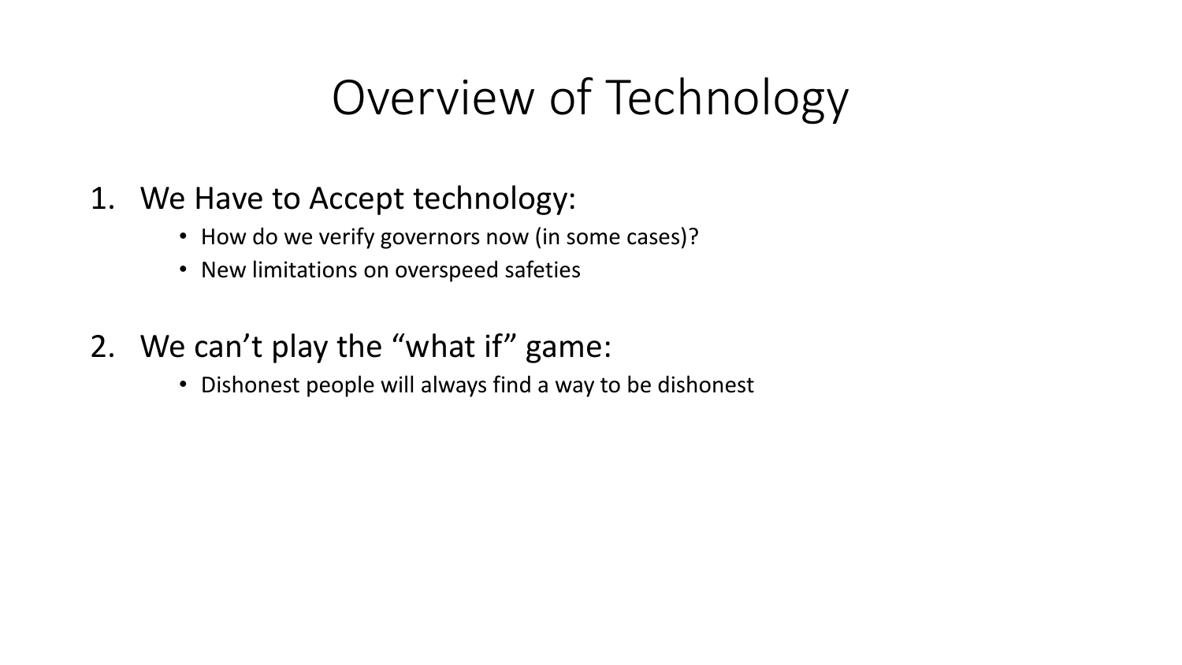# Overview of Technology

1. We Have to Accept technology:
    - How do we verify governors now (in some cases)?
    - New limitations on overspeed safeties

2. We can’t play the “what if” game:
    - Dishonest people will always find a way to be dishonest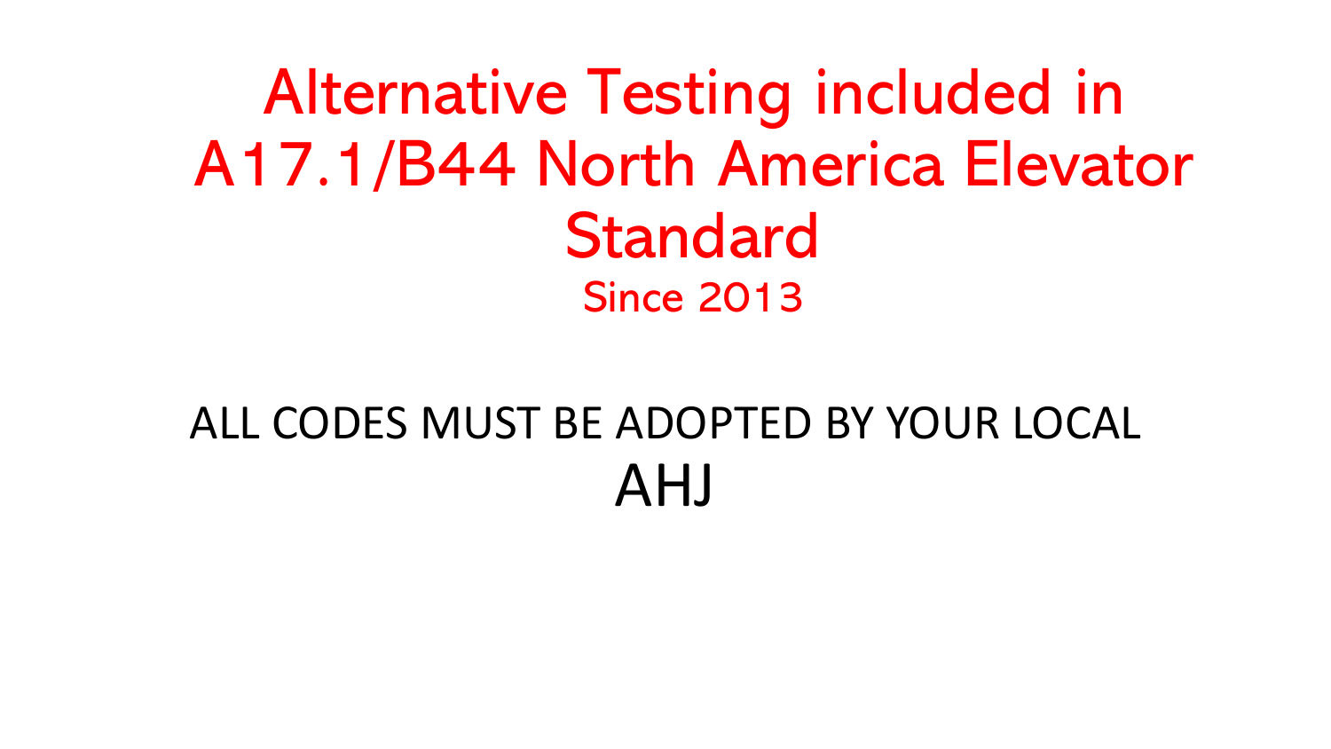# Alternative Testing included in A17.1/B44 North America Elevator Standard

Since 2013

ALL CODES MUST BE ADOPTED BY YOUR LOCAL AHJ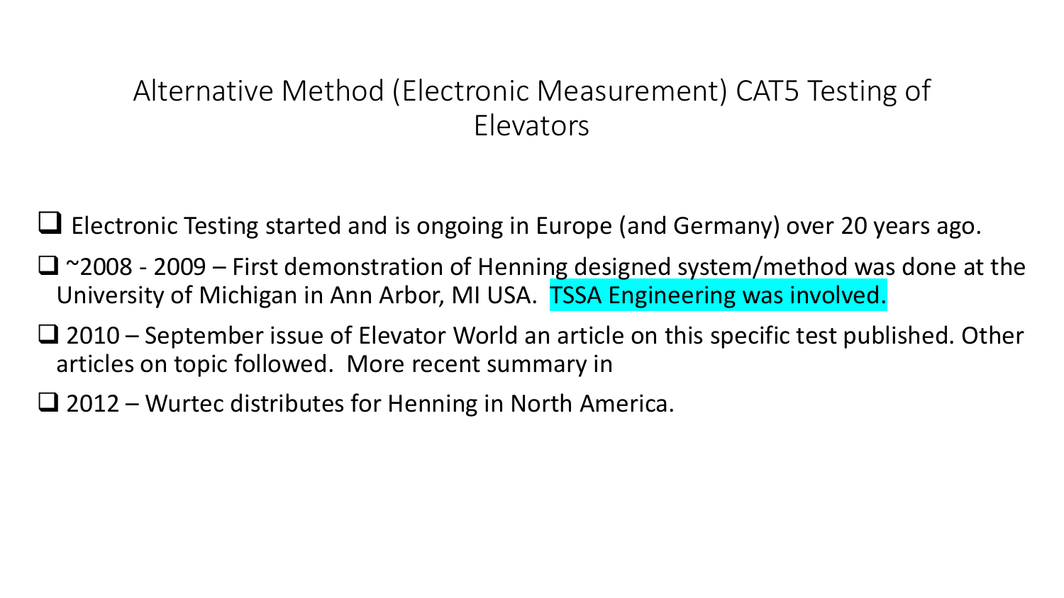# Alternative Method (Electronic Measurement) CAT5 Testing of Elevators

- Electronic Testing started and is ongoing in Europe (and Germany) over 20 years ago.
- ~2008 - 2009 – First demonstration of Henning designed system/method was done at the University of Michigan in Ann Arbor, MI USA. TSSA Engineering was involved.
- 2010 – September issue of Elevator World an article on this specific test published. Other articles on topic followed. More recent summary in
- 2012 – Wurtec distributes for Henning in North America.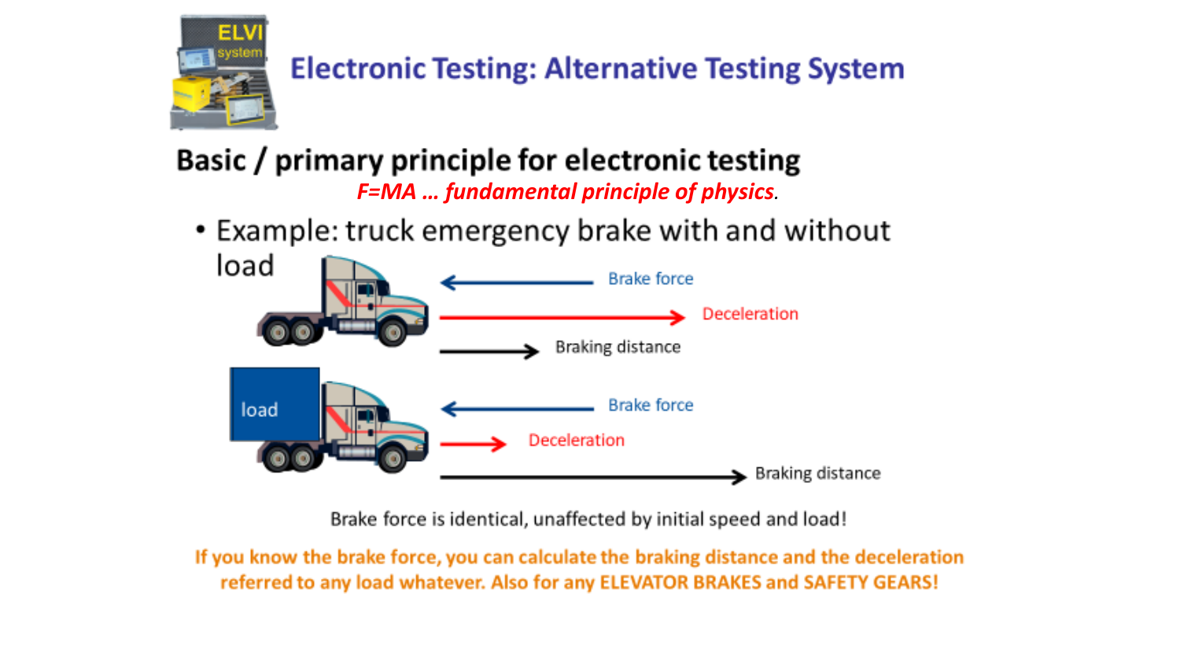# Electronic Testing: Alternative Testing System

## Basic / primary principle for electronic testing

*F=MA … fundamental principle of physics*.

- Example: truck emergency brake with and without load

Brake force

Deceleration

Braking distance

load

Brake force

Deceleration

Braking distance

Brake force is identical, unaffected by initial speed and load!

**If you know the brake force, you can calculate the braking distance and the deceleration referred to any load whatever. Also for any ELEVATOR BRAKES and SAFETY GEARS!**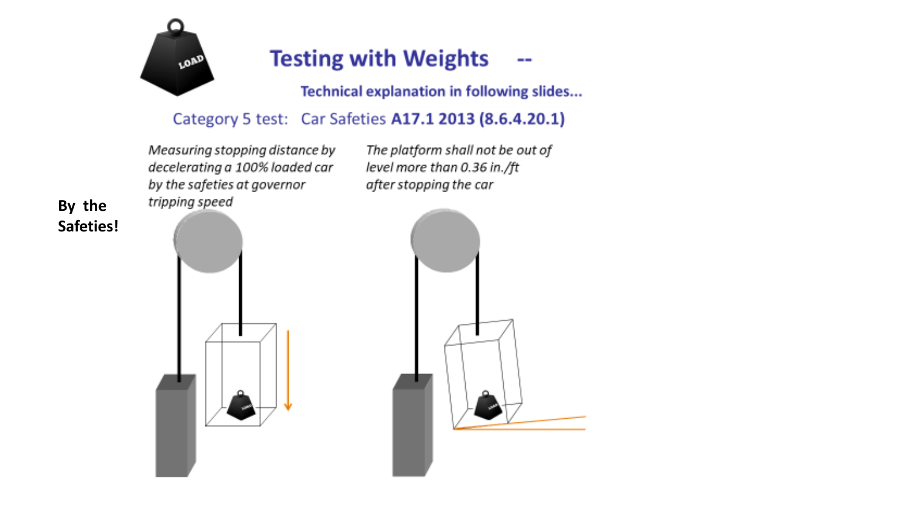# Testing with Weights --

**Technical explanation in following slides...**

Category 5 test: Car Safeties **A17.1 2013 (8.6.4.20.1)**

**By the Safeties!**

*Measuring stopping distance by decelerating a 100% loaded car by the safeties at governor tripping speed*

*The platform shall not be out of level more than 0.36 in./ft after stopping the car*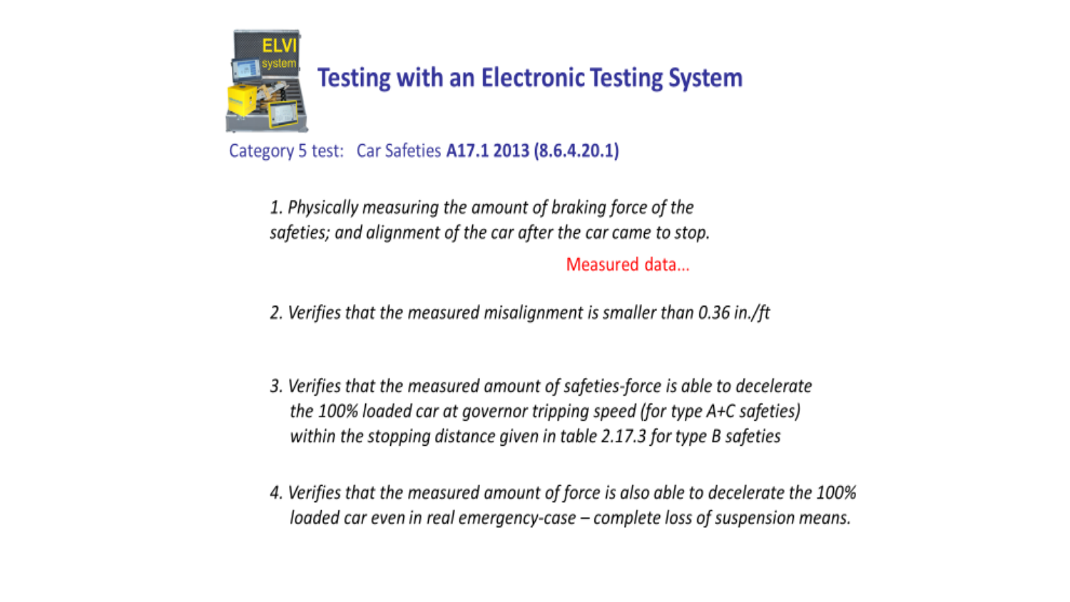# Testing with an Electronic Testing System

Category 5 test: Car Safeties **A17.1 2013 (8.6.4.20.1)**

1. *Physically measuring the amount of braking force of the safeties; and alignment of the car after the car came to stop.*

   Measured data...

2. *Verifies that the measured misalignment is smaller than 0.36 in./ft*

3. *Verifies that the measured amount of safeties-force is able to decelerate the 100% loaded car at governor tripping speed (for type A+C safeties) within the stopping distance given in table 2.17.3 for type B safeties*

4. *Verifies that the measured amount of force is also able to decelerate the 100% loaded car even in real emergency-case – complete loss of suspension means.*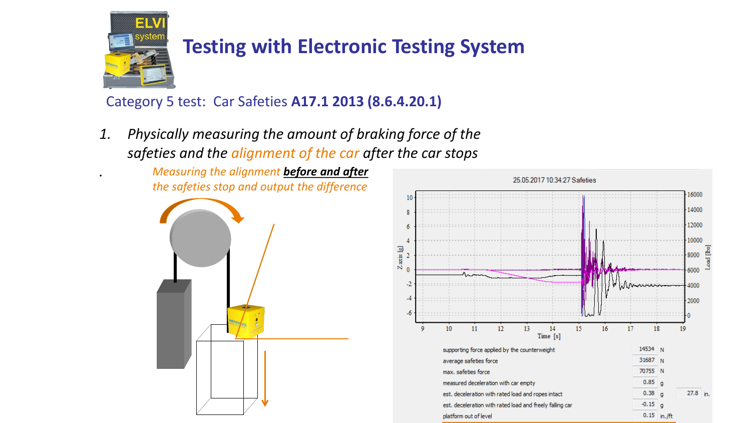# Testing with Electronic Testing System

Category 5 test: Car Safeties **A17.1 2013 (8.6.4.20.1)**

1. *Physically measuring the amount of braking force of the safeties and the alignment of the car after the car stops*

   - *Measuring the alignment **before and after** the safeties stop and output the difference*

25.05.2017 10:34:27 Safeties

| | | | |
|---|---|---|---|
| supporting force applied by the counterweight | 14534 | N | |
| average safeties force | 31687 | N | |
| max. safeties force | 70755 | N | |
| measured deceleration with car empty | 0.85 | g | |
| est. deceleration with rated load and ropes intact | 0.38 | g | 27.8 in. |
| est. deceleration with rated load and freely falling car | -0.15 | g | |
| platform out of level | 0.15 | in./ft | |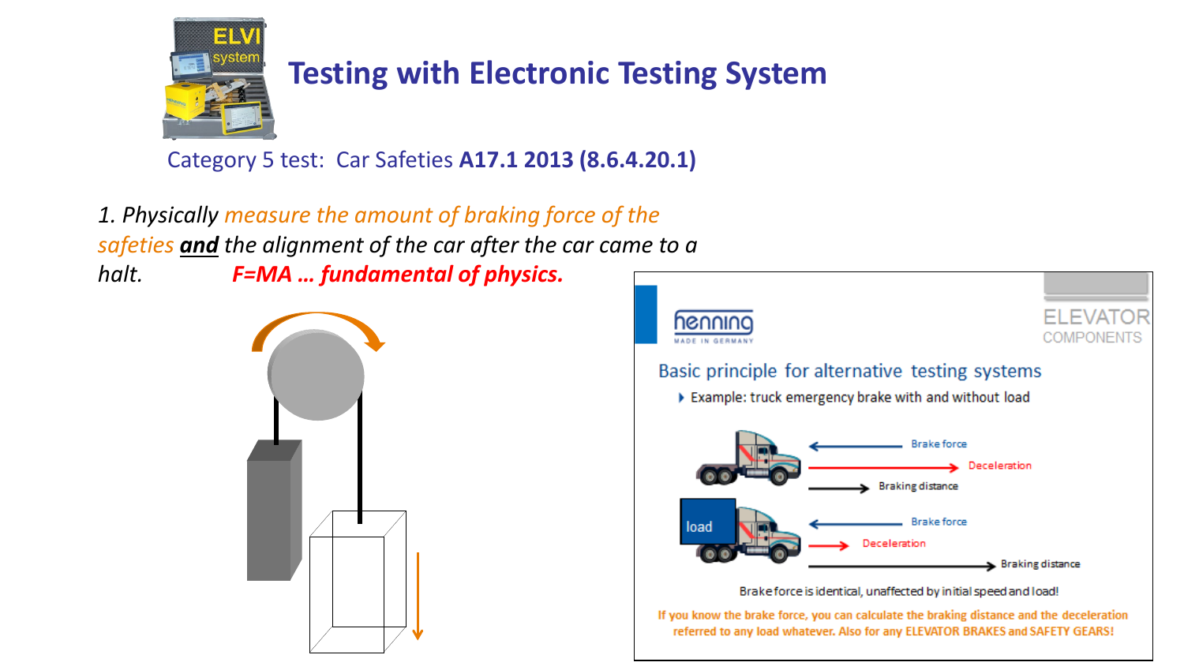# Testing with Electronic Testing System

Category 5 test: Car Safeties **A17.1 2013 (8.6.4.20.1)**

*1. Physically measure the amount of braking force of the safeties* ***and*** *the alignment of the car after the car came to a halt.* ***F=MA … fundamental of physics.***

Basic principle for alternative testing systems

- Example: truck emergency brake with and without load

Brake force

Deceleration

Braking distance

load

Brake force

Deceleration

Braking distance

Brake force is identical, unaffected by initial speed and load!

If you know the brake force, you can calculate the braking distance and the deceleration referred to any load whatever. Also for any ELEVATOR BRAKES and SAFETY GEARS!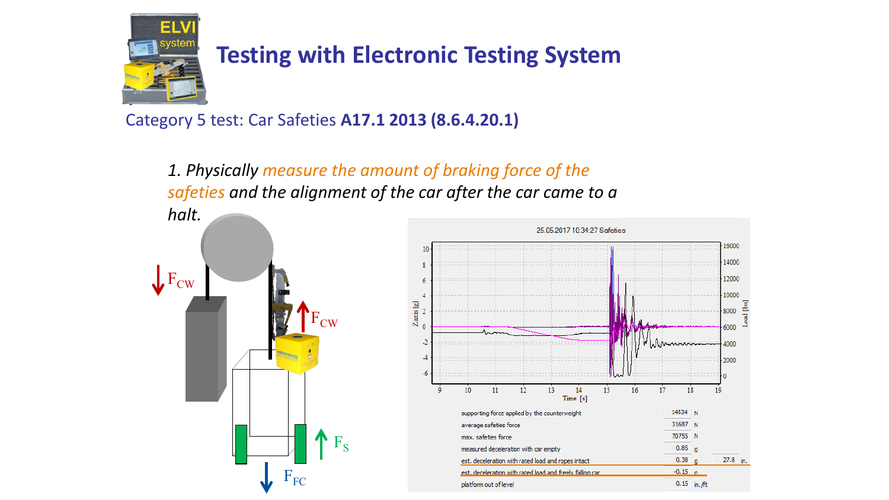# Testing with Electronic Testing System

Category 5 test: Car Safeties **A17.1 2013 (8.6.4.20.1)**

*1. Physically measure the amount of braking force of the safeties and the alignment of the car after the car came to a halt.*

$F_{CW}$

$F_{CW}$

$F_S$

$F_{FC}$

25.05.2017 10:34:27 Safeties

| | | | | |
|---|---|---|---|---|
| supporting force applied by the counterweight | 14534 | N | | |
| average safeties force | 31687 | N | | |
| max. safeties force | 70755 | N | | |
| measured deceleration with car empty | 0.85 | g | | |
| est. deceleration with rated load and ropes intact | 0.38 | g | 27.8 | in. |
| est. deceleration with rated load and freely falling car | -0.15 | g | | |
| platform out of level | 0.15 | in./ft | | |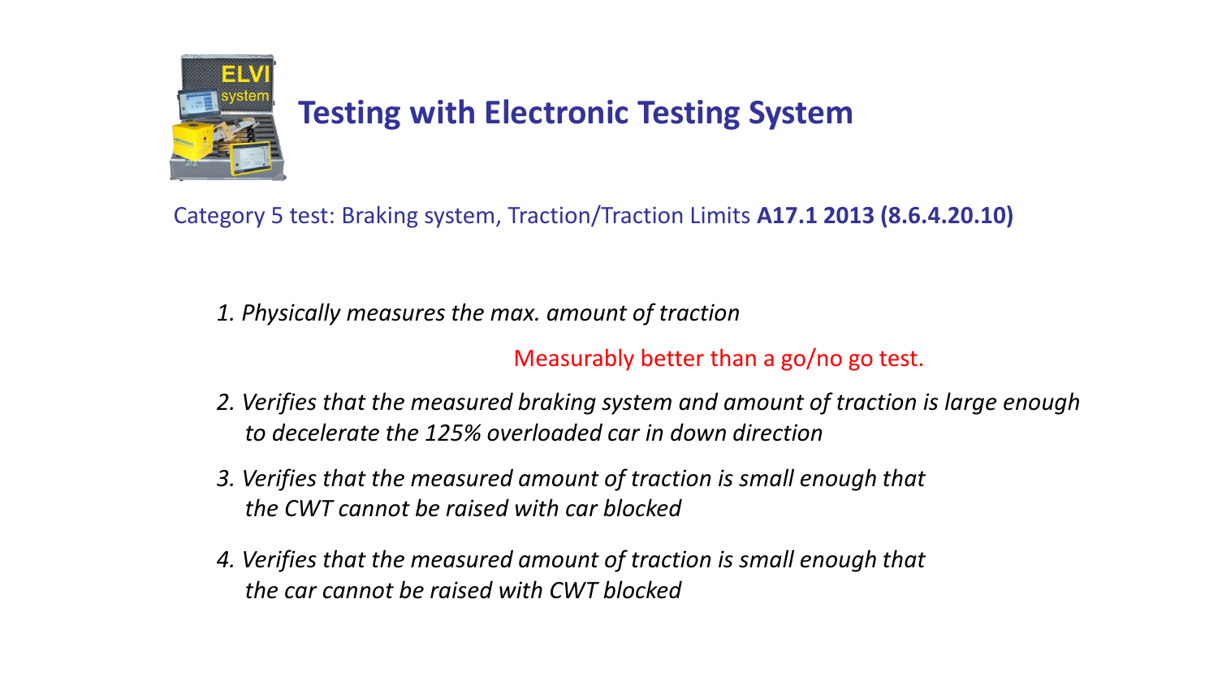# Testing with Electronic Testing System

Category 5 test: Braking system, Traction/Traction Limits **A17.1 2013 (8.6.4.20.10)**

*1. Physically measures the max. amount of traction*

Measurably better than a go/no go test.

*2. Verifies that the measured braking system and amount of traction is large enough to decelerate the 125% overloaded car in down direction*

*3. Verifies that the measured amount of traction is small enough that the CWT cannot be raised with car blocked*

*4. Verifies that the measured amount of traction is small enough that the car cannot be raised with CWT blocked*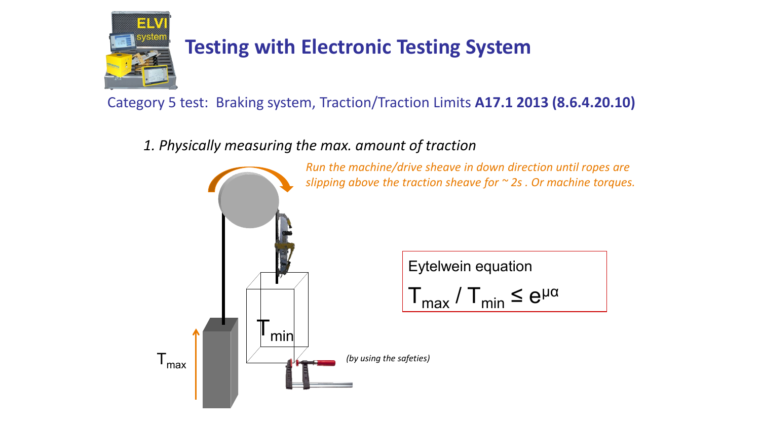# Testing with Electronic Testing System

Category 5 test: Braking system, Traction/Traction Limits **A17.1 2013 (8.6.4.20.10)**

*1. Physically measuring the max. amount of traction*

*Run the machine/drive sheave in down direction until ropes are slipping above the traction sheave for ~ 2s . Or machine torques.*

$T_{max}$

$T_{min}$

*(by using the safeties)*

Eytelwein equation

$$T_{max} / T_{min} \leq e^{\mu\alpha}$$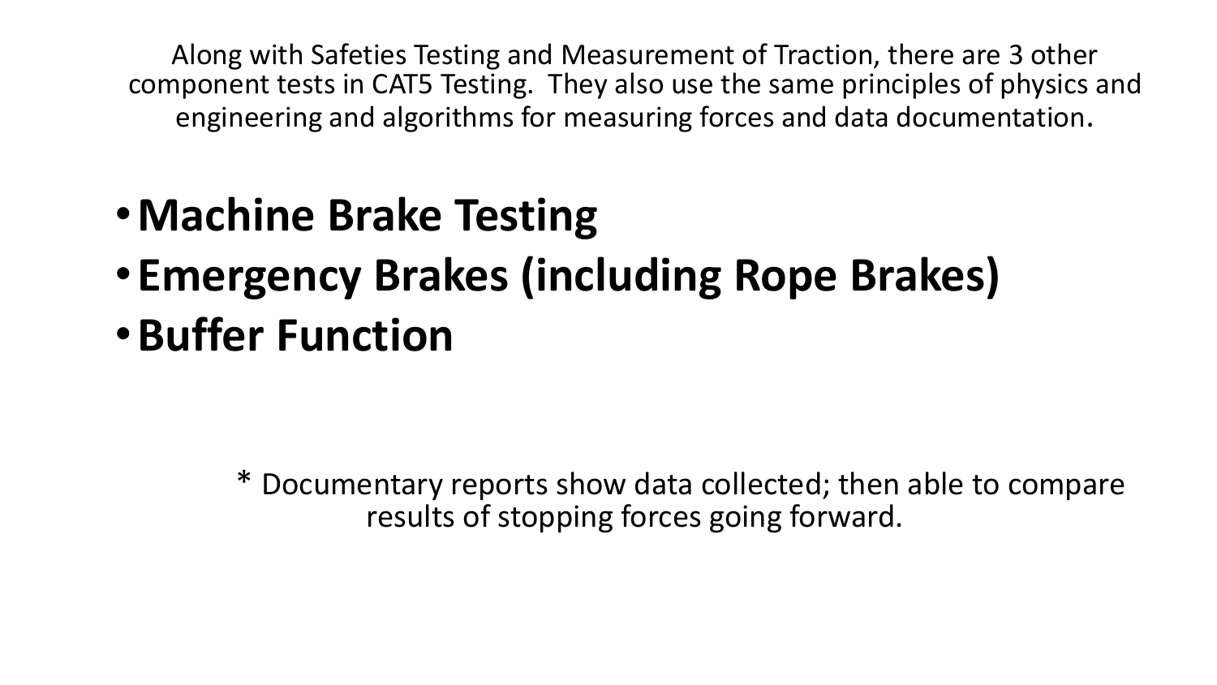Along with Safeties Testing and Measurement of Traction, there are 3 other component tests in CAT5 Testing. They also use the same principles of physics and engineering and algorithms for measuring forces and data documentation.

- **Machine Brake Testing**
- **Emergency Brakes (including Rope Brakes)**
- **Buffer Function**

* Documentary reports show data collected; then able to compare results of stopping forces going forward.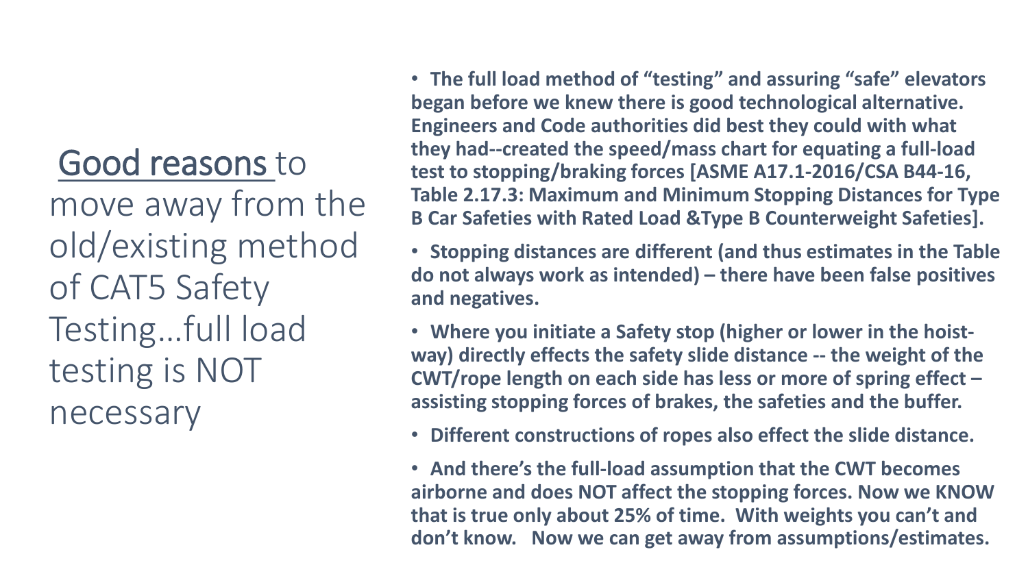# <u>Good reasons</u> to move away from the old/existing method of CAT5 Safety Testing…full load testing is NOT necessary

- **The full load method of "testing" and assuring "safe" elevators began before we knew there is good technological alternative. Engineers and Code authorities did best they could with what they had--created the speed/mass chart for equating a full-load test to stopping/braking forces [ASME A17.1-2016/CSA B44-16, Table 2.17.3: Maximum and Minimum Stopping Distances for Type B Car Safeties with Rated Load &Type B Counterweight Safeties].**
- **Stopping distances are different (and thus estimates in the Table do not always work as intended) – there have been false positives and negatives.**
- **Where you initiate a Safety stop (higher or lower in the hoist-way) directly effects the safety slide distance -- the weight of the CWT/rope length on each side has less or more of spring effect – assisting stopping forces of brakes, the safeties and the buffer.**
- **Different constructions of ropes also effect the slide distance.**
- **And there's the full-load assumption that the CWT becomes airborne and does NOT affect the stopping forces. Now we KNOW that is true only about 25% of time. With weights you can't and don't know. Now we can get away from assumptions/estimates.**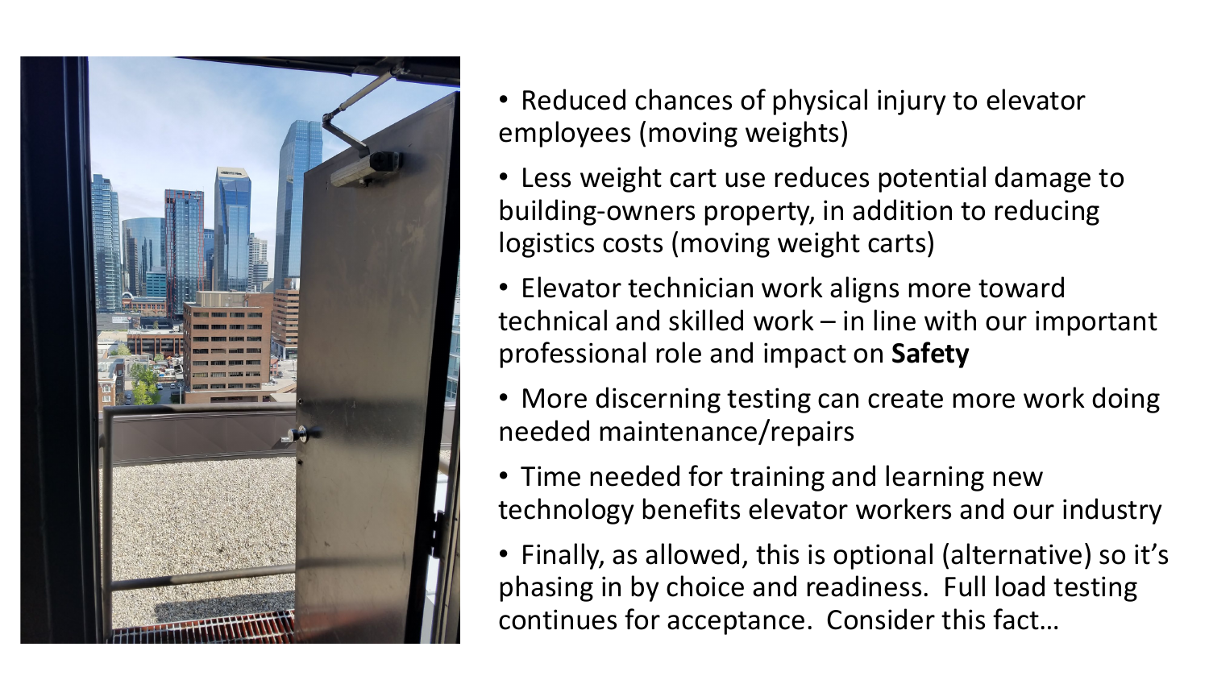- Reduced chances of physical injury to elevator employees (moving weights)
- Less weight cart use reduces potential damage to building-owners property, in addition to reducing logistics costs (moving weight carts)
- Elevator technician work aligns more toward technical and skilled work – in line with our important professional role and impact on **Safety**
- More discerning testing can create more work doing needed maintenance/repairs
- Time needed for training and learning new technology benefits elevator workers and our industry
- Finally, as allowed, this is optional (alternative) so it's phasing in by choice and readiness. Full load testing continues for acceptance. Consider this fact…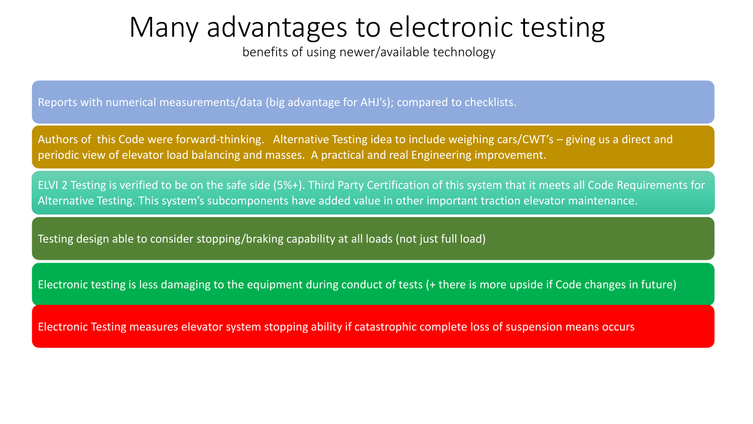# Many advantages to electronic testing

benefits of using newer/available technology

- Reports with numerical measurements/data (big advantage for AHJ's); compared to checklists.
- Authors of this Code were forward-thinking. Alternative Testing idea to include weighing cars/CWT's – giving us a direct and periodic view of elevator load balancing and masses. A practical and real Engineering improvement.
- ELVI 2 Testing is verified to be on the safe side (5%+). Third Party Certification of this system that it meets all Code Requirements for Alternative Testing. This system's subcomponents have added value in other important traction elevator maintenance.
- Testing design able to consider stopping/braking capability at all loads (not just full load)
- Electronic testing is less damaging to the equipment during conduct of tests (+ there is more upside if Code changes in future)
- Electronic Testing measures elevator system stopping ability if catastrophic complete loss of suspension means occurs